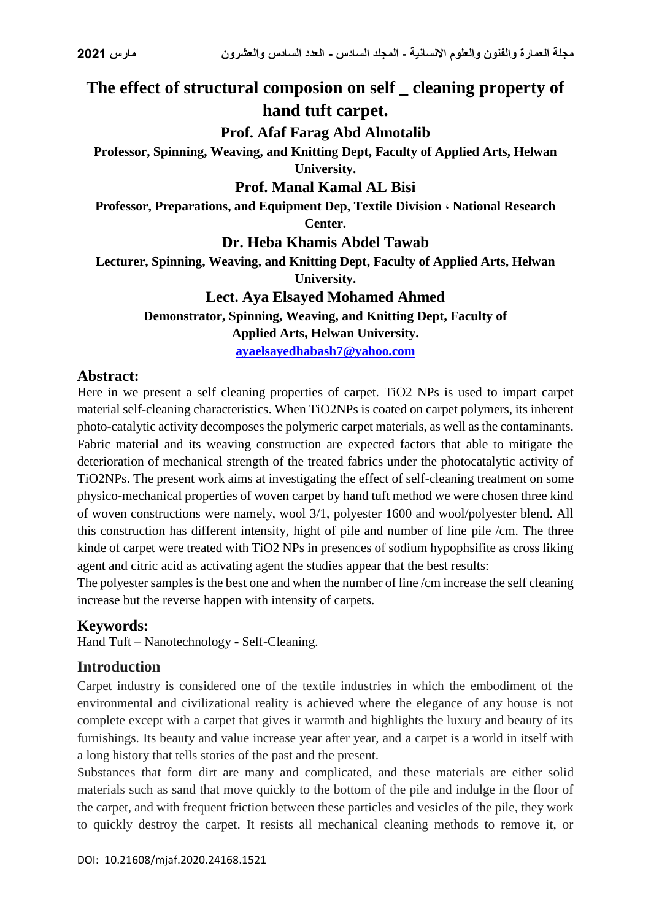# The effect of structural composion on self _ cleaning property of hand tuft carpet.

**Prof. Afaf Farag Abd Almotalib**

**Professor, Spinning, Weaving, and Knitting Dept, Faculty of Applied Arts, Helwan University.**

**Prof. Manal Kamal AL Bisi**

**Professor, Preparations, and Equipment Dep, Textile Division ، National Research Center.**

**Dr. Heba Khamis Abdel Tawab**

**Lecturer, Spinning, Weaving, and Knitting Dept, Faculty of Applied Arts, Helwan University.**

**Lect. Aya Elsayed Mohamed Ahmed**

**Demonstrator, Spinning, Weaving, and Knitting Dept, Faculty of Applied Arts, Helwan University.**

ayaelsayedhabash7@yahoo.com

## Abstract:

Here in we present a self cleaning properties of carpet. $TiO_2$ NPs is used to impart carpet material self-cleaning characteristics. When $TiO_2$NPs is coated on carpet polymers, its inherent photo-catalytic activity decomposes the polymeric carpet materials, as well as the contaminants. Fabric material and its weaving construction are expected factors that able to mitigate the deterioration of mechanical strength of the treated fabrics under the photocatalytic activity of $TiO_2$NPs. The present work aims at investigating the effect of self-cleaning treatment on some physico-mechanical properties of woven carpet by hand tuft method we were chosen three kind of woven constructions were namely, wool 3/1, polyester 1600 and wool/polyester blend. All this construction has different intensity, hight of pile and number of line pile /cm. The three kinde of carpet were treated with $TiO_2$ NPs in presences of sodium hypophsifite as cross liking agent and citric acid as activating agent the studies appear that the best results:

The polyester samples is the best one and when the number of line /cm increase the self cleaning increase but the reverse happen with intensity of carpets.

## Keywords:

Hand Tuft – Nanotechnology **-** Self-Cleaning.

## Introduction

Carpet industry is considered one of the textile industries in which the embodiment of the environmental and civilizational reality is achieved where the elegance of any house is not complete except with a carpet that gives it warmth and highlights the luxury and beauty of its furnishings. Its beauty and value increase year after year, and a carpet is a world in itself with a long history that tells stories of the past and the present.

Substances that form dirt are many and complicated, and these materials are either solid materials such as sand that move quickly to the bottom of the pile and indulge in the floor of the carpet, and with frequent friction between these particles and vesicles of the pile, they work to quickly destroy the carpet. It resists all mechanical cleaning methods to remove it, or

DOI: 10.21608/mjaf.2020.24168.1521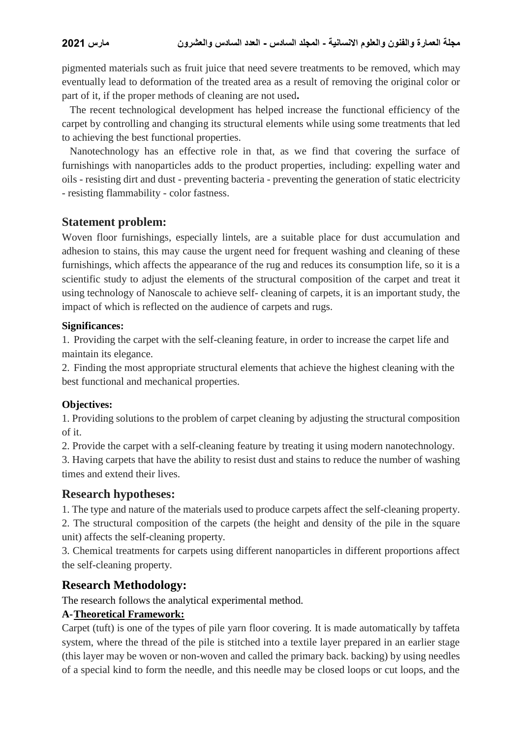pigmented materials such as fruit juice that need severe treatments to be removed, which may eventually lead to deformation of the treated area as a result of removing the original color or part of it, if the proper methods of cleaning are not used**.**

The recent technological development has helped increase the functional efficiency of the carpet by controlling and changing its structural elements while using some treatments that led to achieving the best functional properties.

Nanotechnology has an effective role in that, as we find that covering the surface of furnishings with nanoparticles adds to the product properties, including: expelling water and oils - resisting dirt and dust - preventing bacteria - preventing the generation of static electricity - resisting flammability - color fastness.

## Statement problem:

Woven floor furnishings, especially lintels, are a suitable place for dust accumulation and adhesion to stains, this may cause the urgent need for frequent washing and cleaning of these furnishings, which affects the appearance of the rug and reduces its consumption life, so it is a scientific study to adjust the elements of the structural composition of the carpet and treat it using technology of Nanoscale to achieve self- cleaning of carpets, it is an important study, the impact of which is reflected on the audience of carpets and rugs.

**Significances:**

1. Providing the carpet with the self-cleaning feature, in order to increase the carpet life and maintain its elegance.
2. Finding the most appropriate structural elements that achieve the highest cleaning with the best functional and mechanical properties.

**Objectives:**

1. Providing solutions to the problem of carpet cleaning by adjusting the structural composition of it.
2. Provide the carpet with a self-cleaning feature by treating it using modern nanotechnology.
3. Having carpets that have the ability to resist dust and stains to reduce the number of washing times and extend their lives.

## Research hypotheses:

1. The type and nature of the materials used to produce carpets affect the self-cleaning property.
2. The structural composition of the carpets (the height and density of the pile in the square unit) affects the self-cleaning property.
3. Chemical treatments for carpets using different nanoparticles in different proportions affect the self-cleaning property.

## Research Methodology:

The research follows the analytical experimental method.

### A-<u>Theoretical Framework:</u>

Carpet (tuft) is one of the types of pile yarn floor covering. It is made automatically by taffeta system, where the thread of the pile is stitched into a textile layer prepared in an earlier stage (this layer may be woven or non-woven and called the primary back. backing) by using needles of a special kind to form the needle, and this needle may be closed loops or cut loops, and the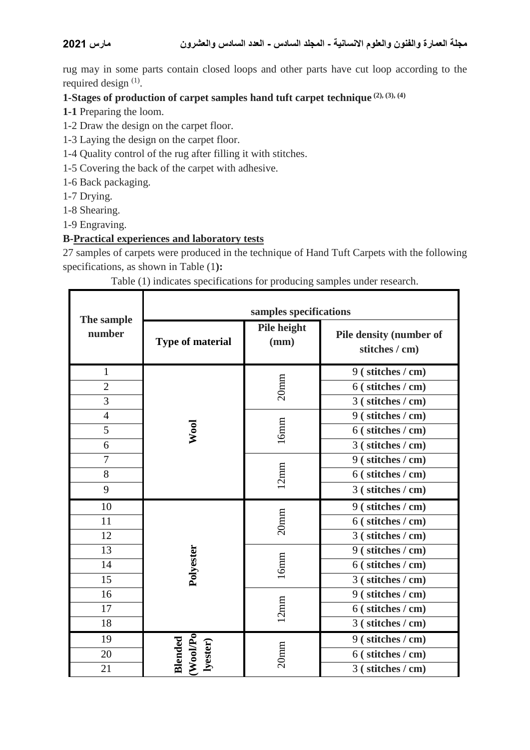rug may in some parts contain closed loops and other parts have cut loop according to the required design [1].

**1-Stages of production of carpet samples hand tuft carpet technique [2], [3], [4]**

**1-1** Preparing the loom.

1-2 Draw the design on the carpet floor.

1-3 Laying the design on the carpet floor.

1-4 Quality control of the rug after filling it with stitches.

1-5 Covering the back of the carpet with adhesive.

1-6 Back packaging.

1-7 Drying.

1-8 Shearing.

1-9 Engraving.

**B-<u>Practical experiences and laboratory tests</u>**

27 samples of carpets were produced in the technique of Hand Tuft Carpets with the following specifications, as shown in Table (1**):**

Table (1) indicates specifications for producing samples under research.

| The sample number | samples specifications | | |
|---|---|---|---|
| | **Type of material** | **Pile height (mm)** | **Pile density (number of stitches / cm)** |
| 1 | Wool | 20mm | 9 ( stitches / cm) |
| 2 | | | 6 ( stitches / cm) |
| 3 | | | 3 ( stitches / cm) |
| 4 | | 16mm | 9 ( stitches / cm) |
| 5 | | | 6 ( stitches / cm) |
| 6 | | | 3 ( stitches / cm) |
| 7 | | 12mm | 9 ( stitches / cm) |
| 8 | | | 6 ( stitches / cm) |
| 9 | | | 3 ( stitches / cm) |
| 10 | Polyester | 20mm | 9 ( stitches / cm) |
| 11 | | | 6 ( stitches / cm) |
| 12 | | | 3 ( stitches / cm) |
| 13 | | 16mm | 9 ( stitches / cm) |
| 14 | | | 6 ( stitches / cm) |
| 15 | | | 3 ( stitches / cm) |
| 16 | | 12mm | 9 ( stitches / cm) |
| 17 | | | 6 ( stitches / cm) |
| 18 | | | 3 ( stitches / cm) |
| 19 | Blended (Wool/Polyester) | 20mm | 9 ( stitches / cm) |
| 20 | | | 6 ( stitches / cm) |
| 21 | | | 3 ( stitches / cm) |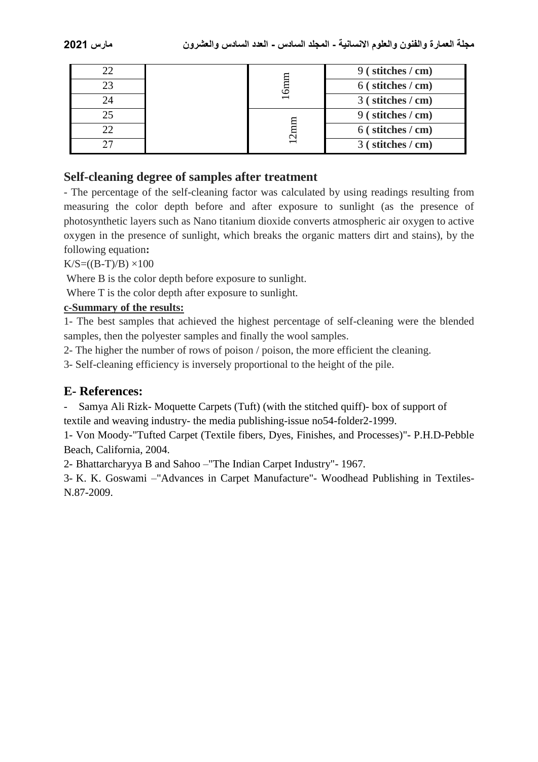| | | | |
|---|---|---|---|
| 22 | | 16mm | 9 **( stitches / cm)** |
| 23 | | | 6 **( stitches / cm)** |
| 24 | | | 3 **( stitches / cm)** |
| 25 | | 12mm | 9 **( stitches / cm)** |
| 22 | | | 6 **( stitches / cm)** |
| 27 | | | 3 **( stitches / cm)** |

## Self-cleaning degree of samples after treatment

- The percentage of the self-cleaning factor was calculated by using readings resulting from measuring the color depth before and after exposure to sunlight (as the presence of photosynthetic layers such as Nano titanium dioxide converts atmospheric air oxygen to active oxygen in the presence of sunlight, which breaks the organic matters dirt and stains), by the following equation**:**

$K/S=((B-T)/B)\times 100$

Where B is the color depth before exposure to sunlight.

Where T is the color depth after exposure to sunlight.

**c-Summary of the results:**

1- The best samples that achieved the highest percentage of self-cleaning were the blended samples, then the polyester samples and finally the wool samples.

2- The higher the number of rows of poison / poison, the more efficient the cleaning.

3- Self-cleaning efficiency is inversely proportional to the height of the pile.

## E- References:

- Samya Ali Rizk- Moquette Carpets (Tuft) (with the stitched quiff)- box of support of textile and weaving industry- the media publishing-issue no54-folder2-1999.

1- Von Moody-"Tufted Carpet (Textile fibers, Dyes, Finishes, and Processes)"- P.H.D-Pebble Beach, California, 2004.

2- Bhattarcharyya B and Sahoo –"The Indian Carpet Industry"- 1967.

3- K. K. Goswami –"Advances in Carpet Manufacture"- Woodhead Publishing in Textiles- N.87-2009.